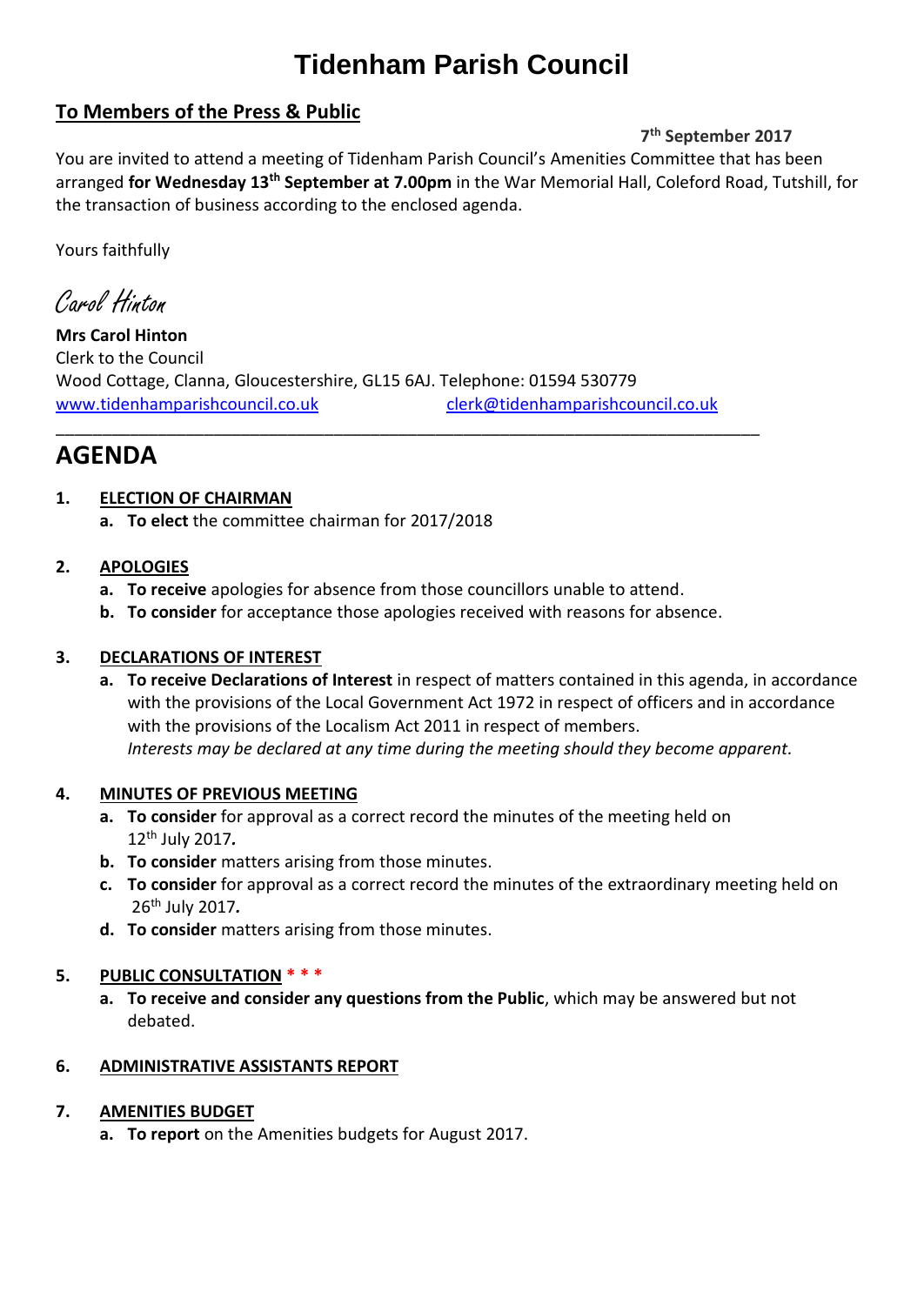# Tidenham Parish Council

## To Members of the Press & Public

**7th September 2017**

You are invited to attend a meeting of Tidenham Parish Council's Amenities Committee that has been arranged **for Wednesday 13th September at 7.00pm** in the War Memorial Hall, Coleford Road, Tutshill, for the transaction of business according to the enclosed agenda.

Yours faithfully

*Carol Hinton*

**Mrs Carol Hinton**
Clerk to the Council
Wood Cottage, Clanna, Gloucestershire, GL15 6AJ. Telephone: 01594 530779
www.tidenhamparishcouncil.co.uk clerk@tidenhamparishcouncil.co.uk

---

# AGENDA

1. **ELECTION OF CHAIRMAN**
   a. **To elect** the committee chairman for 2017/2018

2. **APOLOGIES**
   a. **To receive** apologies for absence from those councillors unable to attend.
   b. **To consider** for acceptance those apologies received with reasons for absence.

3. **DECLARATIONS OF INTEREST**
   a. **To receive Declarations of Interest** in respect of matters contained in this agenda, in accordance with the provisions of the Local Government Act 1972 in respect of officers and in accordance with the provisions of the Localism Act 2011 in respect of members.
   *Interests may be declared at any time during the meeting should they become apparent.*

4. **MINUTES OF PREVIOUS MEETING**
   a. **To consider** for approval as a correct record the minutes of the meeting held on 12th July 2017.
   b. **To consider** matters arising from those minutes.
   c. **To consider** for approval as a correct record the minutes of the extraordinary meeting held on 26th July 2017.
   d. **To consider** matters arising from those minutes.

5. **PUBLIC CONSULTATION** * * *
   a. **To receive and consider any questions from the Public**, which may be answered but not debated.

6. **ADMINISTRATIVE ASSISTANTS REPORT**

7. **AMENITIES BUDGET**
   a. **To report** on the Amenities budgets for August 2017.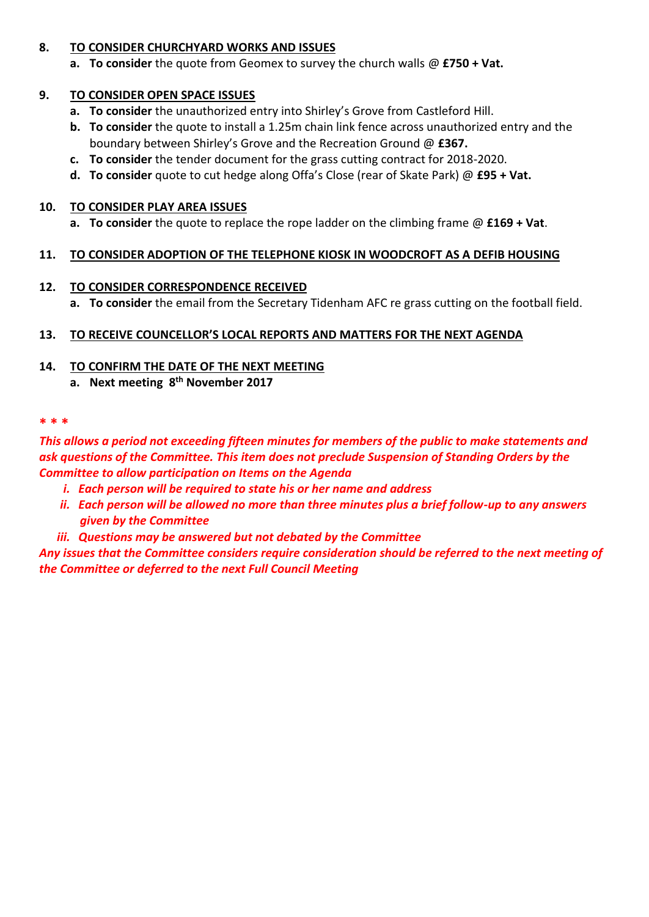8. **TO CONSIDER CHURCHYARD WORKS AND ISSUES**
   a. **To consider** the quote from Geomex to survey the church walls @ **£750 + Vat.**

9. **TO CONSIDER OPEN SPACE ISSUES**
   a. **To consider** the unauthorized entry into Shirley's Grove from Castleford Hill.
   b. **To consider** the quote to install a 1.25m chain link fence across unauthorized entry and the boundary between Shirley's Grove and the Recreation Ground @ **£367.**
   c. **To consider** the tender document for the grass cutting contract for 2018-2020.
   d. **To consider** quote to cut hedge along Offa's Close (rear of Skate Park) @ **£95 + Vat.**

10. **TO CONSIDER PLAY AREA ISSUES**
    a. **To consider** the quote to replace the rope ladder on the climbing frame @ **£169 + Vat**.

11. **TO CONSIDER ADOPTION OF THE TELEPHONE KIOSK IN WOODCROFT AS A DEFIB HOUSING**

12. **TO CONSIDER CORRESPONDENCE RECEIVED**
    a. **To consider** the email from the Secretary Tidenham AFC re grass cutting on the football field.

13. **TO RECEIVE COUNCELLOR'S LOCAL REPORTS AND MATTERS FOR THE NEXT AGENDA**

14. **TO CONFIRM THE DATE OF THE NEXT MEETING**
    a. **Next meeting 8th November 2017**

***\* \* \****

***This allows a period not exceeding fifteen minutes for members of the public to make statements and ask questions of the Committee. This item does not preclude Suspension of Standing Orders by the Committee to allow participation on Items on the Agenda***

i. ***Each person will be required to state his or her name and address***
ii. ***Each person will be allowed no more than three minutes plus a brief follow-up to any answers given by the Committee***
iii. ***Questions may be answered but not debated by the Committee***

***Any issues that the Committee considers require consideration should be referred to the next meeting of the Committee or deferred to the next Full Council Meeting***